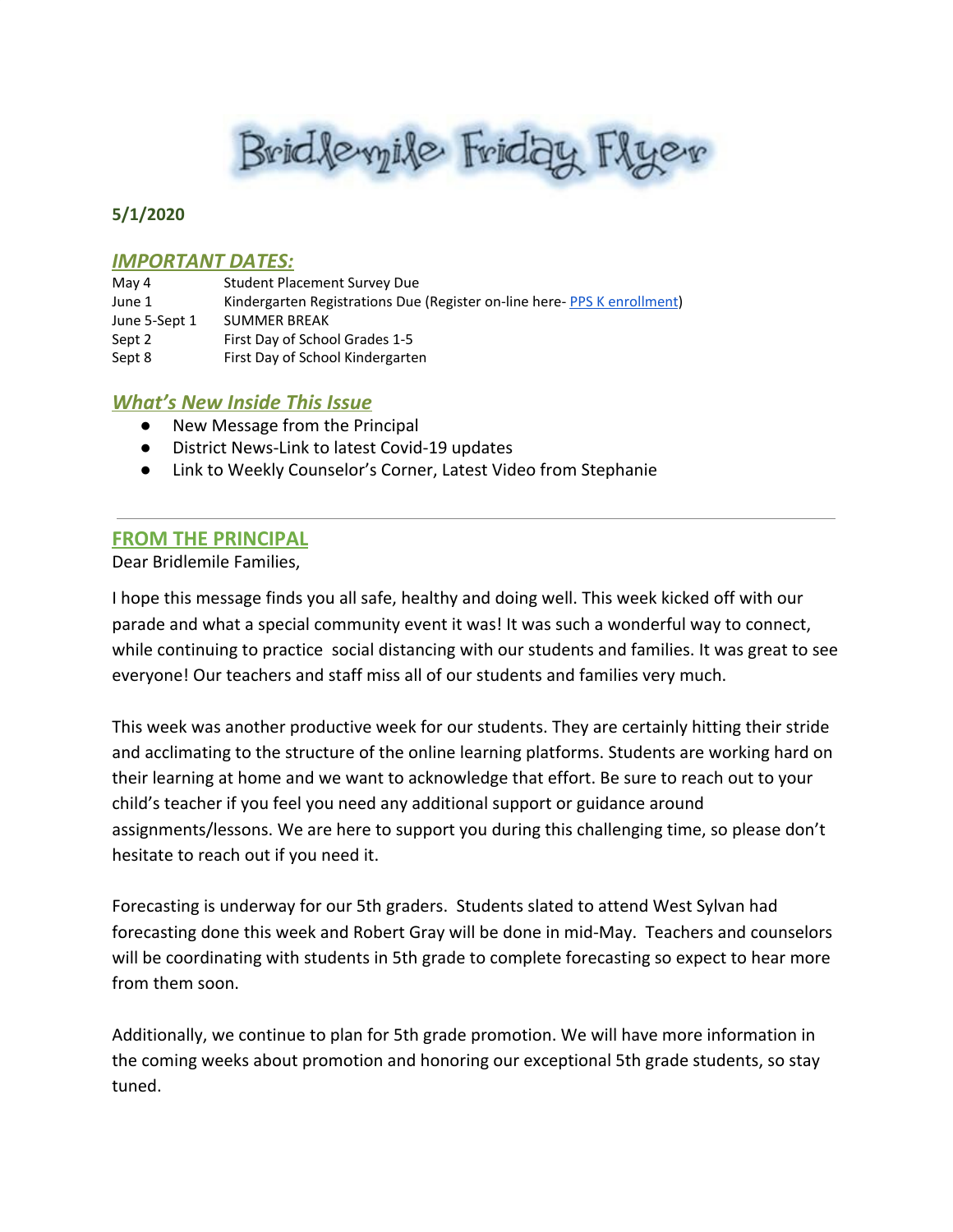# Bridlemile Friday Flyer

**5/1/2020**

## *IMPORTANT DATES:*

| | |
|---|---|
| May 4 | Student Placement Survey Due |
| June 1 | Kindergarten Registrations Due (Register on-line here- PPS K enrollment) |
| June 5-Sept 1 | SUMMER BREAK |
| Sept 2 | First Day of School Grades 1-5 |
| Sept 8 | First Day of School Kindergarten |

## *What's New Inside This Issue*

- New Message from the Principal
- District News-Link to latest Covid-19 updates
- Link to Weekly Counselor's Corner, Latest Video from Stephanie

---

## FROM THE PRINCIPAL

Dear Bridlemile Families,

I hope this message finds you all safe, healthy and doing well. This week kicked off with our parade and what a special community event it was! It was such a wonderful way to connect, while continuing to practice social distancing with our students and families. It was great to see everyone! Our teachers and staff miss all of our students and families very much.

This week was another productive week for our students. They are certainly hitting their stride and acclimating to the structure of the online learning platforms. Students are working hard on their learning at home and we want to acknowledge that effort. Be sure to reach out to your child's teacher if you feel you need any additional support or guidance around assignments/lessons. We are here to support you during this challenging time, so please don't hesitate to reach out if you need it.

Forecasting is underway for our 5th graders. Students slated to attend West Sylvan had forecasting done this week and Robert Gray will be done in mid-May. Teachers and counselors will be coordinating with students in 5th grade to complete forecasting so expect to hear more from them soon.

Additionally, we continue to plan for 5th grade promotion. We will have more information in the coming weeks about promotion and honoring our exceptional 5th grade students, so stay tuned.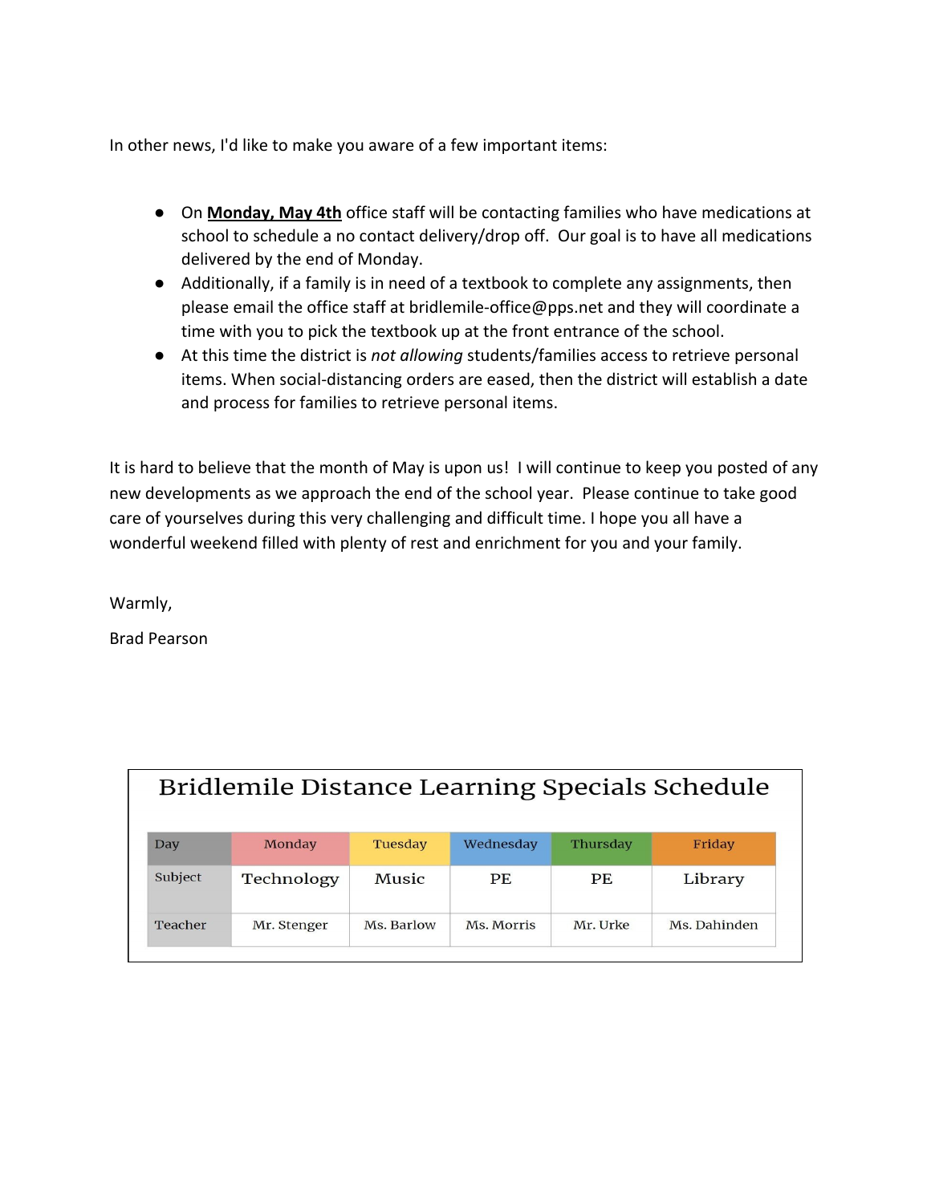In other news, I'd like to make you aware of a few important items:

- On **Monday, May 4th** office staff will be contacting families who have medications at school to schedule a no contact delivery/drop off. Our goal is to have all medications delivered by the end of Monday.
- Additionally, if a family is in need of a textbook to complete any assignments, then please email the office staff at bridlemile-office@pps.net and they will coordinate a time with you to pick the textbook up at the front entrance of the school.
- At this time the district is *not allowing* students/families access to retrieve personal items. When social-distancing orders are eased, then the district will establish a date and process for families to retrieve personal items.

It is hard to believe that the month of May is upon us! I will continue to keep you posted of any new developments as we approach the end of the school year. Please continue to take good care of yourselves during this very challenging and difficult time. I hope you all have a wonderful weekend filled with plenty of rest and enrichment for you and your family.

Warmly,

Brad Pearson

## Bridlemile Distance Learning Specials Schedule

| Day | Monday | Tuesday | Wednesday | Thursday | Friday |
|---|---|---|---|---|---|
| Subject | Technology | Music | PE | PE | Library |
| Teacher | Mr. Stenger | Ms. Barlow | Ms. Morris | Mr. Urke | Ms. Dahinden |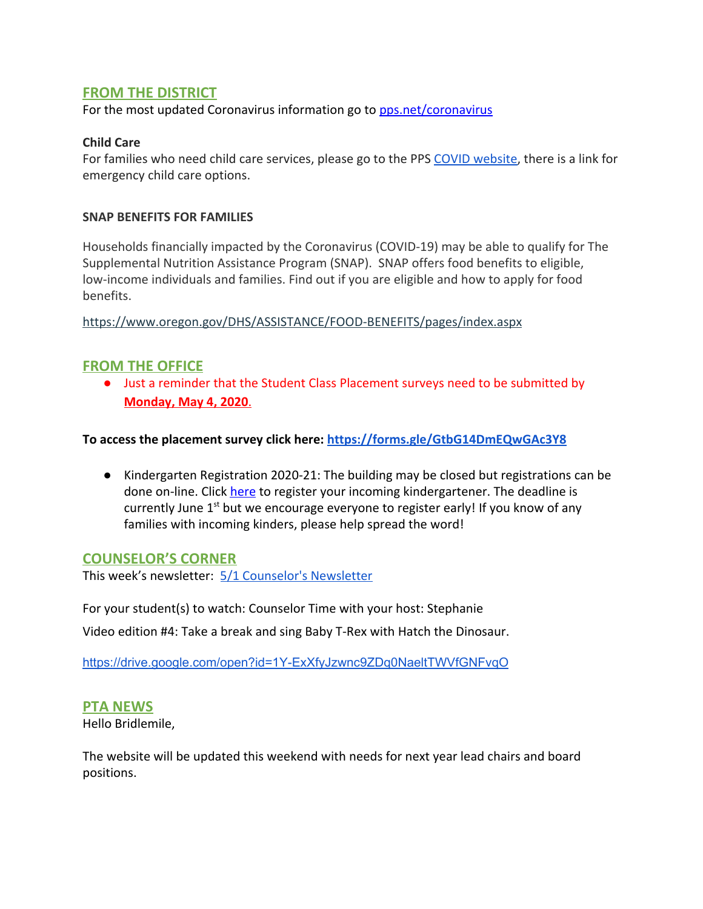## FROM THE DISTRICT

For the most updated Coronavirus information go to [pps.net/coronavirus](pps.net/coronavirus)

**Child Care**

For families who need child care services, please go to the PPS COVID website, there is a link for emergency child care options.

**SNAP BENEFITS FOR FAMILIES**

Households financially impacted by the Coronavirus (COVID-19) may be able to qualify for The Supplemental Nutrition Assistance Program (SNAP). SNAP offers food benefits to eligible, low-income individuals and families. Find out if you are eligible and how to apply for food benefits.

https://www.oregon.gov/DHS/ASSISTANCE/FOOD-BENEFITS/pages/index.aspx

## FROM THE OFFICE

- Just a reminder that the Student Class Placement surveys need to be submitted by **Monday, May 4, 2020**.

**To access the placement survey click here: https://forms.gle/GtbG14DmEQwGAc3Y8**

- Kindergarten Registration 2020-21: The building may be closed but registrations can be done on-line. Click here to register your incoming kindergartener. The deadline is currently June 1st but we encourage everyone to register early! If you know of any families with incoming kinders, please help spread the word!

## COUNSELOR'S CORNER

This week's newsletter: 5/1 Counselor's Newsletter

For your student(s) to watch: Counselor Time with your host: Stephanie

Video edition #4: Take a break and sing Baby T-Rex with Hatch the Dinosaur.

https://drive.google.com/open?id=1Y-ExXfyJzwnc9ZDq0NaeltTWVfGNFvqO

## PTA NEWS

Hello Bridlemile,

The website will be updated this weekend with needs for next year lead chairs and board positions.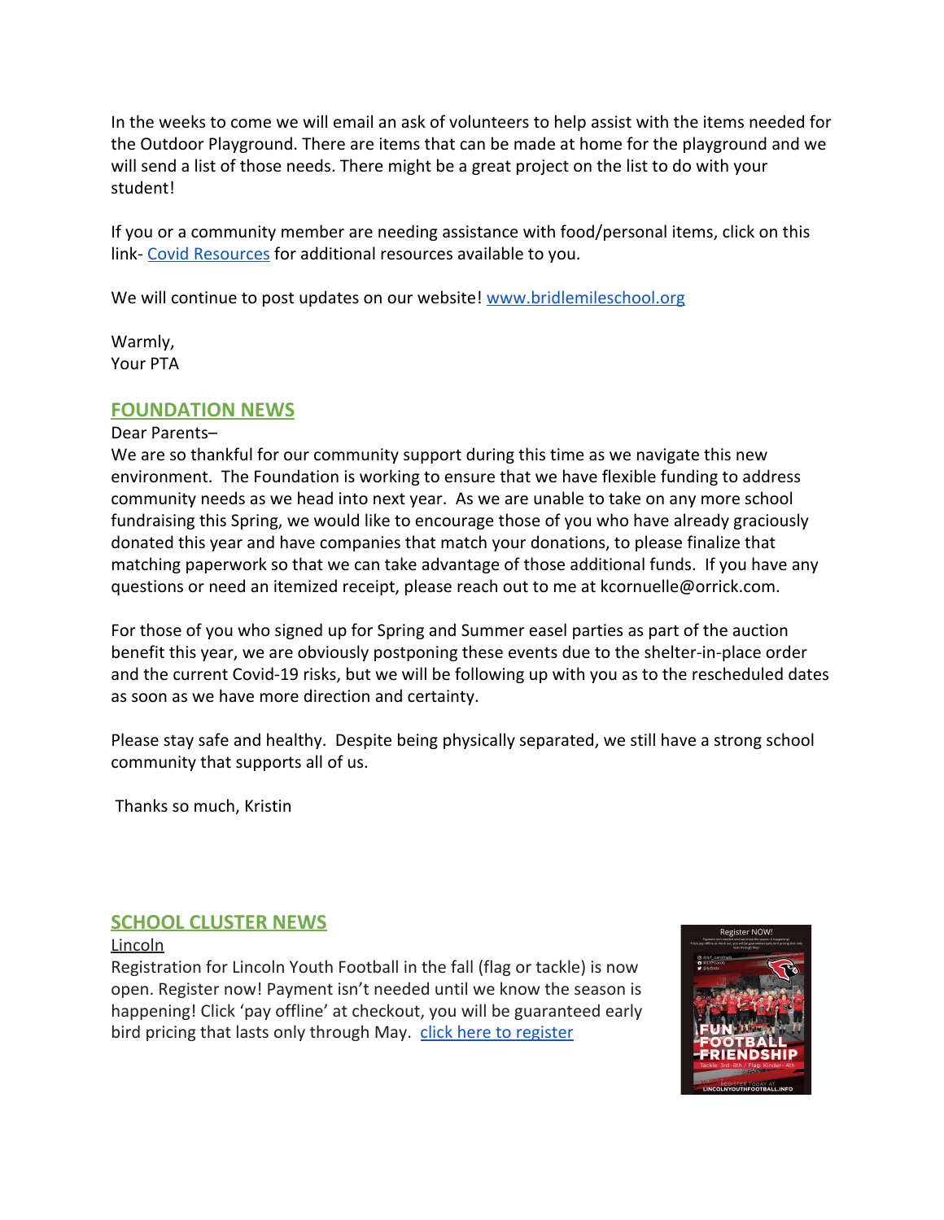In the weeks to come we will email an ask of volunteers to help assist with the items needed for the Outdoor Playground. There are items that can be made at home for the playground and we will send a list of those needs. There might be a great project on the list to do with your student!

If you or a community member are needing assistance with food/personal items, click on this link- [Covid Resources](#) for additional resources available to you.

We will continue to post updates on our website! [www.bridlemileschool.org](http://www.bridlemileschool.org)

Warmly,
Your PTA

## FOUNDATION NEWS

Dear Parents–
We are so thankful for our community support during this time as we navigate this new environment. The Foundation is working to ensure that we have flexible funding to address community needs as we head into next year. As we are unable to take on any more school fundraising this Spring, we would like to encourage those of you who have already graciously donated this year and have companies that match your donations, to please finalize that matching paperwork so that we can take advantage of those additional funds. If you have any questions or need an itemized receipt, please reach out to me at kcornuelle@orrick.com.

For those of you who signed up for Spring and Summer easel parties as part of the auction benefit this year, we are obviously postponing these events due to the shelter-in-place order and the current Covid-19 risks, but we will be following up with you as to the rescheduled dates as soon as we have more direction and certainty.

Please stay safe and healthy. Despite being physically separated, we still have a strong school community that supports all of us.

Thanks so much, Kristin

## SCHOOL CLUSTER NEWS

Lincoln

Registration for Lincoln Youth Football in the fall (flag or tackle) is now open. Register now! Payment isn't needed until we know the season is happening! Click 'pay offline' at checkout, you will be guaranteed early bird pricing that lasts only through May. [click here to register](#)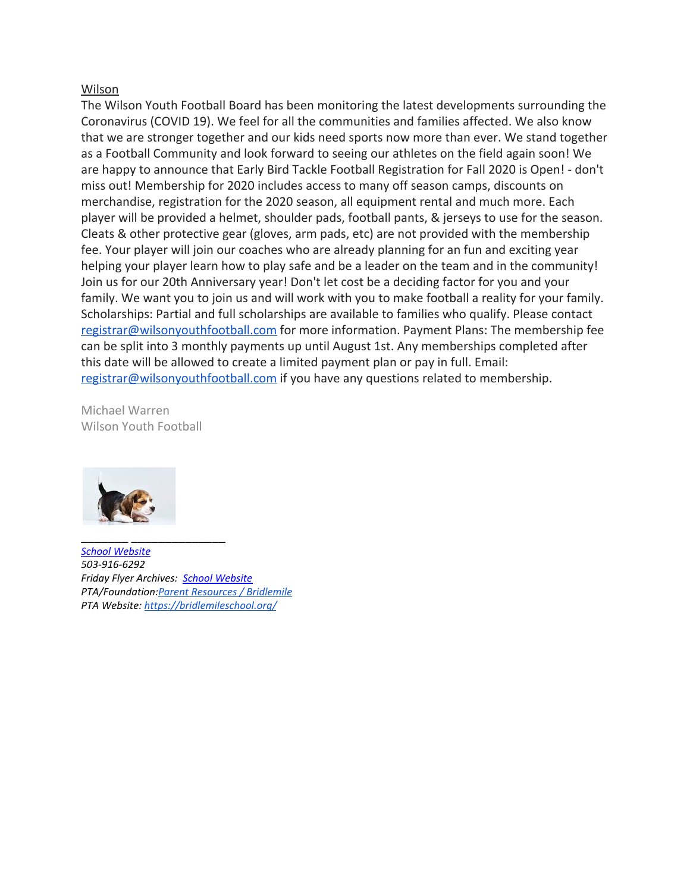Wilson

The Wilson Youth Football Board has been monitoring the latest developments surrounding the Coronavirus (COVID 19). We feel for all the communities and families affected. We also know that we are stronger together and our kids need sports now more than ever. We stand together as a Football Community and look forward to seeing our athletes on the field again soon! We are happy to announce that Early Bird Tackle Football Registration for Fall 2020 is Open! - don't miss out! Membership for 2020 includes access to many off season camps, discounts on merchandise, registration for the 2020 season, all equipment rental and much more. Each player will be provided a helmet, shoulder pads, football pants, & jerseys to use for the season. Cleats & other protective gear (gloves, arm pads, etc) are not provided with the membership fee. Your player will join our coaches who are already planning for an fun and exciting year helping your player learn how to play safe and be a leader on the team and in the community! Join us for our 20th Anniversary year! Don't let cost be a deciding factor for you and your family. We want you to join us and will work with you to make football a reality for your family. Scholarships: Partial and full scholarships are available to families who qualify. Please contact registrar@wilsonyouthfootball.com for more information. Payment Plans: The membership fee can be split into 3 monthly payments up until August 1st. Any memberships completed after this date will be allowed to create a limited payment plan or pay in full. Email: registrar@wilsonyouthfootball.com if you have any questions related to membership.

Michael Warren
Wilson Youth Football

*School Website*
*503-916-6292*
*Friday Flyer Archives: School Website*
*PTA/Foundation: Parent Resources / Bridlemile*
*PTA Website: https://bridlemileschool.org/*